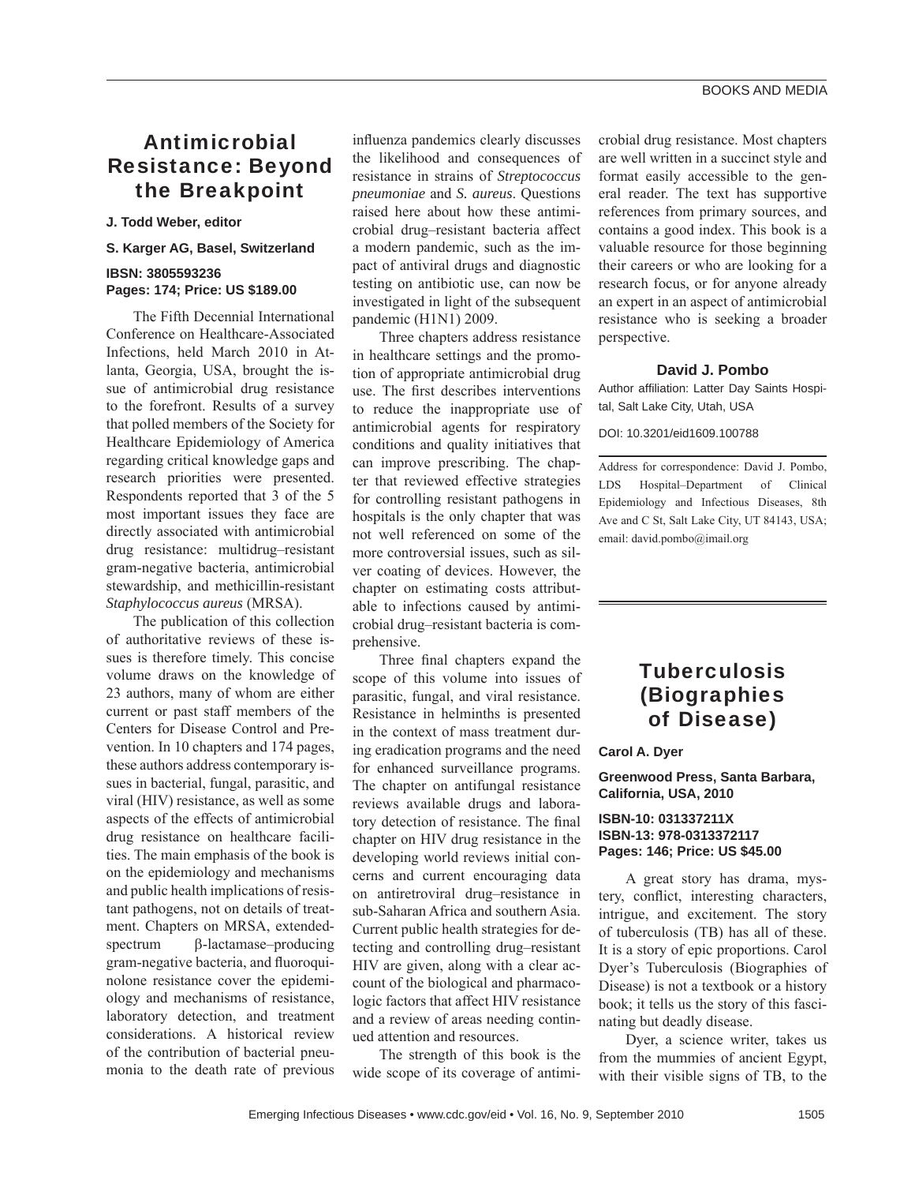# Antimicrobial Resistance: Beyond the Breakpoint

**J. Todd Weber, editor**

**S. Karger AG, Basel, Switzerland**

**IBSN: 3805593236**
**Pages: 174; Price: US $189.00**

The Fifth Decennial International Conference on Healthcare-Associated Infections, held March 2010 in Atlanta, Georgia, USA, brought the issue of antimicrobial drug resistance to the forefront. Results of a survey that polled members of the Society for Healthcare Epidemiology of America regarding critical knowledge gaps and research priorities were presented. Respondents reported that 3 of the 5 most important issues they face are directly associated with antimicrobial drug resistance: multidrug–resistant gram-negative bacteria, antimicrobial stewardship, and methicillin-resistant *Staphylococcus aureus* (MRSA).

The publication of this collection of authoritative reviews of these issues is therefore timely. This concise volume draws on the knowledge of 23 authors, many of whom are either current or past staff members of the Centers for Disease Control and Prevention. In 10 chapters and 174 pages, these authors address contemporary issues in bacterial, fungal, parasitic, and viral (HIV) resistance, as well as some aspects of the effects of antimicrobial drug resistance on healthcare facilities. The main emphasis of the book is on the epidemiology and mechanisms and public health implications of resistant pathogens, not on details of treatment. Chapters on MRSA, extended-spectrum β-lactamase–producing gram-negative bacteria, and fluoroquinolone resistance cover the epidemiology and mechanisms of resistance, laboratory detection, and treatment considerations. A historical review of the contribution of bacterial pneumonia to the death rate of previous influenza pandemics clearly discusses the likelihood and consequences of resistance in strains of *Streptococcus pneumoniae* and *S. aureus*. Questions raised here about how these antimicrobial drug–resistant bacteria affect a modern pandemic, such as the impact of antiviral drugs and diagnostic testing on antibiotic use, can now be investigated in light of the subsequent pandemic (H1N1) 2009.

Three chapters address resistance in healthcare settings and the promotion of appropriate antimicrobial drug use. The first describes interventions to reduce the inappropriate use of antimicrobial agents for respiratory conditions and quality initiatives that can improve prescribing. The chapter that reviewed effective strategies for controlling resistant pathogens in hospitals is the only chapter that was not well referenced on some of the more controversial issues, such as silver coating of devices. However, the chapter on estimating costs attributable to infections caused by antimicrobial drug–resistant bacteria is comprehensive.

Three final chapters expand the scope of this volume into issues of parasitic, fungal, and viral resistance. Resistance in helminths is presented in the context of mass treatment during eradication programs and the need for enhanced surveillance programs. The chapter on antifungal resistance reviews available drugs and laboratory detection of resistance. The final chapter on HIV drug resistance in the developing world reviews initial concerns and current encouraging data on antiretroviral drug–resistance in sub-Saharan Africa and southern Asia. Current public health strategies for detecting and controlling drug–resistant HIV are given, along with a clear account of the biological and pharmacologic factors that affect HIV resistance and a review of areas needing continued attention and resources.

The strength of this book is the wide scope of its coverage of antimicrobial drug resistance. Most chapters are well written in a succinct style and format easily accessible to the general reader. The text has supportive references from primary sources, and contains a good index. This book is a valuable resource for those beginning their careers or who are looking for a research focus, or for anyone already an expert in an aspect of antimicrobial resistance who is seeking a broader perspective.

**David J. Pombo**

Author affiliation: Latter Day Saints Hospital, Salt Lake City, Utah, USA

DOI: 10.3201/eid1609.100788

Address for correspondence: David J. Pombo, LDS Hospital–Department of Clinical Epidemiology and Infectious Diseases, 8th Ave and C St, Salt Lake City, UT 84143, USA; email: david.pombo@imail.org

# Tuberculosis (Biographies of Disease)

**Carol A. Dyer**

**Greenwood Press, Santa Barbara, California, USA, 2010**

**ISBN-10: 031337211X**
**ISBN-13: 978-0313372117**
**Pages: 146; Price: US $45.00**

A great story has drama, mystery, conflict, interesting characters, intrigue, and excitement. The story of tuberculosis (TB) has all of these. It is a story of epic proportions. Carol Dyer's Tuberculosis (Biographies of Disease) is not a textbook or a history book; it tells us the story of this fascinating but deadly disease.

Dyer, a science writer, takes us from the mummies of ancient Egypt, with their visible signs of TB, to the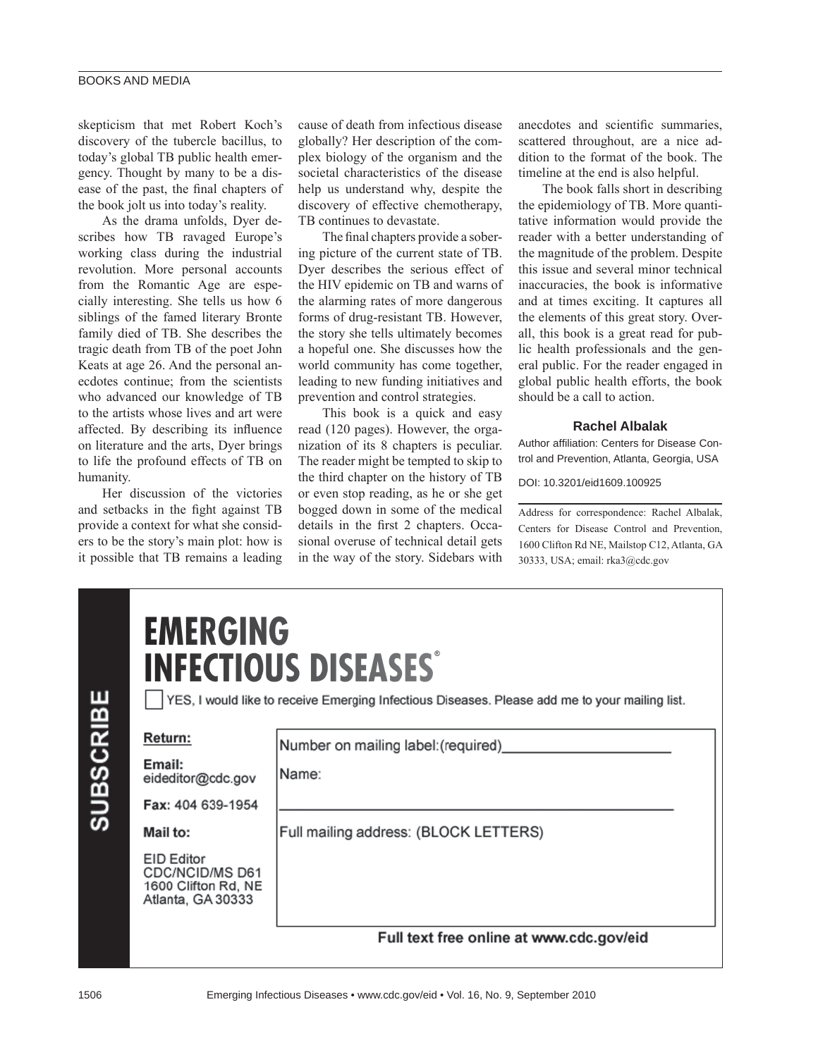skepticism that met Robert Koch's discovery of the tubercle bacillus, to today's global TB public health emergency. Thought by many to be a disease of the past, the final chapters of the book jolt us into today's reality.

As the drama unfolds, Dyer describes how TB ravaged Europe's working class during the industrial revolution. More personal accounts from the Romantic Age are especially interesting. She tells us how 6 siblings of the famed literary Bronte family died of TB. She describes the tragic death from TB of the poet John Keats at age 26. And the personal anecdotes continue; from the scientists who advanced our knowledge of TB to the artists whose lives and art were affected. By describing its influence on literature and the arts, Dyer brings to life the profound effects of TB on humanity.

Her discussion of the victories and setbacks in the fight against TB provide a context for what she considers to be the story's main plot: how is it possible that TB remains a leading cause of death from infectious disease globally? Her description of the complex biology of the organism and the societal characteristics of the disease help us understand why, despite the discovery of effective chemotherapy, TB continues to devastate.

The final chapters provide a sobering picture of the current state of TB. Dyer describes the serious effect of the HIV epidemic on TB and warns of the alarming rates of more dangerous forms of drug-resistant TB. However, the story she tells ultimately becomes a hopeful one. She discusses how the world community has come together, leading to new funding initiatives and prevention and control strategies.

This book is a quick and easy read (120 pages). However, the organization of its 8 chapters is peculiar. The reader might be tempted to skip to the third chapter on the history of TB or even stop reading, as he or she get bogged down in some of the medical details in the first 2 chapters. Occasional overuse of technical detail gets in the way of the story. Sidebars with anecdotes and scientific summaries, scattered throughout, are a nice addition to the format of the book. The timeline at the end is also helpful.

The book falls short in describing the epidemiology of TB. More quantitative information would provide the reader with a better understanding of the magnitude of the problem. Despite this issue and several minor technical inaccuracies, the book is informative and at times exciting. It captures all the elements of this great story. Overall, this book is a great read for public health professionals and the general public. For the reader engaged in global public health efforts, the book should be a call to action.

**Rachel Albalak**

Author affiliation: Centers for Disease Control and Prevention, Atlanta, Georgia, USA

DOI: 10.3201/eid1609.100925

Address for correspondence: Rachel Albalak, Centers for Disease Control and Prevention, 1600 Clifton Rd NE, Mailstop C12, Atlanta, GA 30333, USA; email: rka3@cdc.gov

---

**SUBSCRIBE**

# EMERGING INFECTIOUS DISEASES®

☐ YES, I would like to receive Emerging Infectious Diseases. Please add me to your mailing list.

**Return:**

**Email:** eideditor@cdc.gov

**Fax:** 404 639-1954

**Mail to:**

EID Editor
CDC/NCID/MS D61
1600 Clifton Rd, NE
Atlanta, GA 30333

Number on mailing label:(required)\_\_\_\_\_\_\_\_\_\_\_\_\_\_\_\_\_\_\_\_

Name:

\_\_\_\_\_\_\_\_\_\_\_\_\_\_\_\_\_\_\_\_\_\_\_\_\_\_\_\_\_\_\_\_\_\_\_\_\_\_\_\_\_\_\_\_\_\_\_\_\_\_

Full mailing address: (BLOCK LETTERS)

**Full text free online at www.cdc.gov/eid**